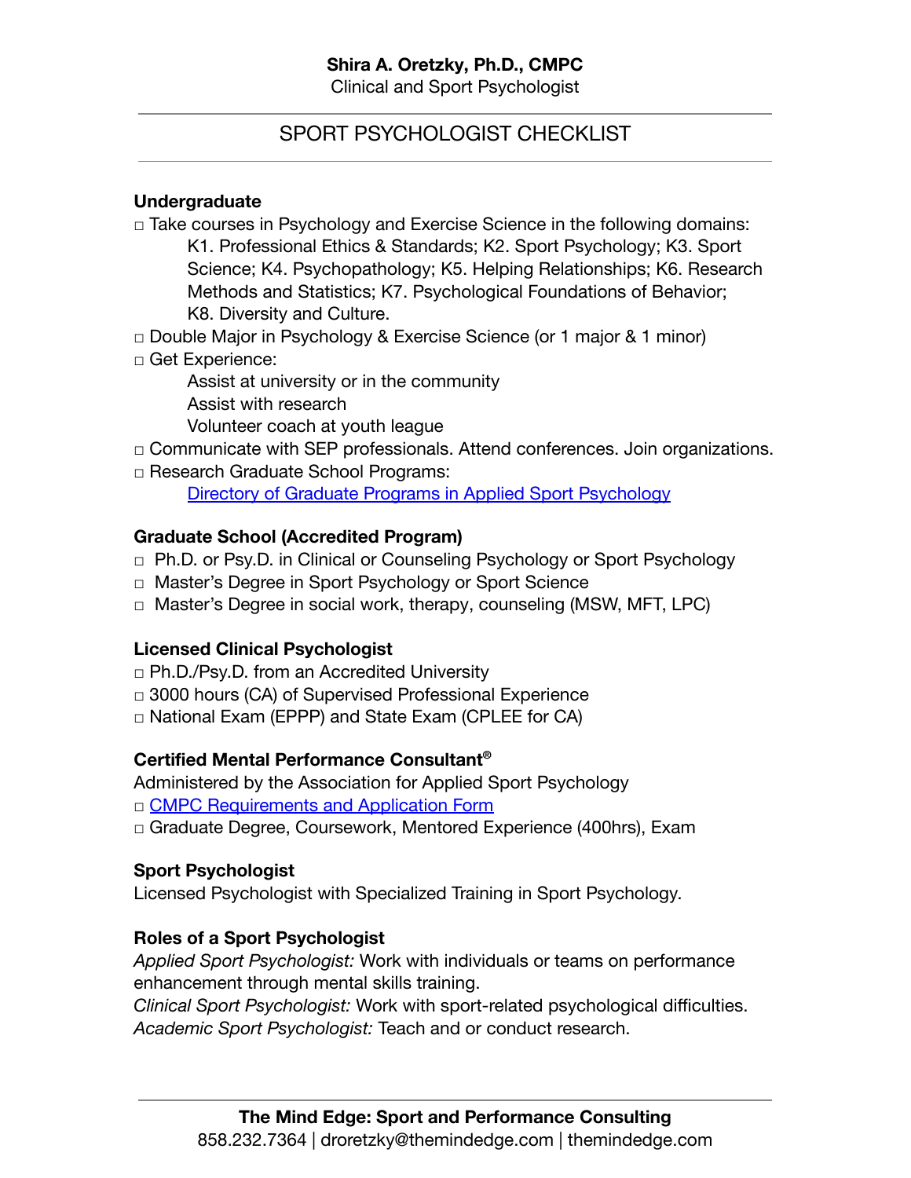**Shira A. Oretzky, Ph.D., CMPC**
Clinical and Sport Psychologist

---

# SPORT PSYCHOLOGIST CHECKLIST

---

### Undergraduate

- □ Take courses in Psychology and Exercise Science in the following domains:
  K1. Professional Ethics & Standards; K2. Sport Psychology; K3. Sport Science; K4. Psychopathology; K5. Helping Relationships; K6. Research Methods and Statistics; K7. Psychological Foundations of Behavior; K8. Diversity and Culture.
- □ Double Major in Psychology & Exercise Science (or 1 major & 1 minor)
- □ Get Experience:
  Assist at university or in the community
  Assist with research
  Volunteer coach at youth league
- □ Communicate with SEP professionals. Attend conferences. Join organizations.
- □ Research Graduate School Programs:
  Directory of Graduate Programs in Applied Sport Psychology

### Graduate School (Accredited Program)

- □ Ph.D. or Psy.D. in Clinical or Counseling Psychology or Sport Psychology
- □ Master's Degree in Sport Psychology or Sport Science
- □ Master's Degree in social work, therapy, counseling (MSW, MFT, LPC)

### Licensed Clinical Psychologist

- □ Ph.D./Psy.D. from an Accredited University
- □ 3000 hours (CA) of Supervised Professional Experience
- □ National Exam (EPPP) and State Exam (CPLEE for CA)

### Certified Mental Performance Consultant®

Administered by the Association for Applied Sport Psychology

- □ CMPC Requirements and Application Form
- □ Graduate Degree, Coursework, Mentored Experience (400hrs), Exam

### Sport Psychologist

Licensed Psychologist with Specialized Training in Sport Psychology.

### Roles of a Sport Psychologist

*Applied Sport Psychologist:* Work with individuals or teams on performance enhancement through mental skills training.
*Clinical Sport Psychologist:* Work with sport-related psychological difficulties.
*Academic Sport Psychologist:* Teach and or conduct research.

---

**The Mind Edge: Sport and Performance Consulting**
858.232.7364 | droretzky@themindedge.com | themindedge.com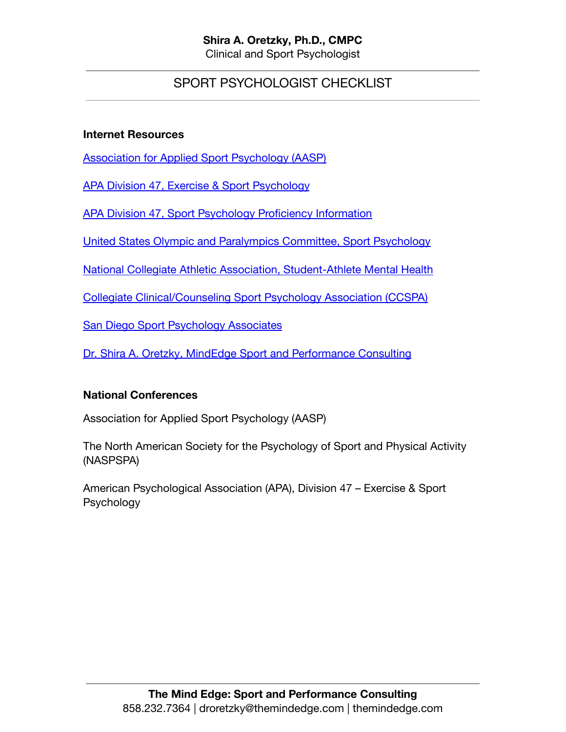**Shira A. Oretzky, Ph.D., CMPC**
Clinical and Sport Psychologist

# SPORT PSYCHOLOGIST CHECKLIST

### Internet Resources

Association for Applied Sport Psychology (AASP)

APA Division 47, Exercise & Sport Psychology

APA Division 47, Sport Psychology Proficiency Information

United States Olympic and Paralympics Committee, Sport Psychology

National Collegiate Athletic Association, Student-Athlete Mental Health

Collegiate Clinical/Counseling Sport Psychology Association (CCSPA)

San Diego Sport Psychology Associates

Dr. Shira A. Oretzky, MindEdge Sport and Performance Consulting

### National Conferences

Association for Applied Sport Psychology (AASP)

The North American Society for the Psychology of Sport and Physical Activity (NASPSPA)

American Psychological Association (APA), Division 47 – Exercise & Sport Psychology

**The Mind Edge: Sport and Performance Consulting**
858.232.7364 | droretzky@themindedge.com | themindedge.com